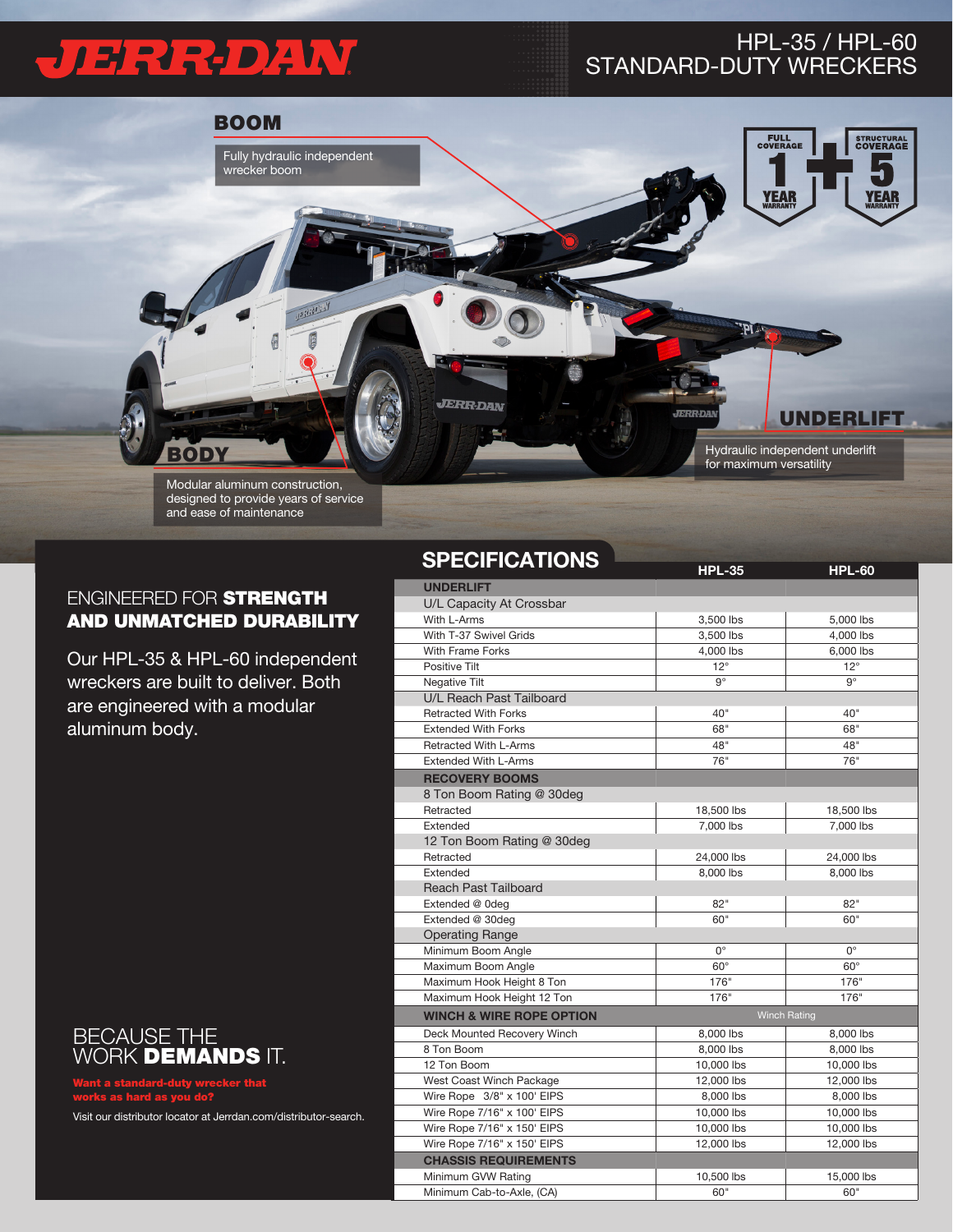# JERR-DAN

## HPL-35 / HPL-60 STANDARD-DUTY WRECKERS

### BOOM

Fully hydraulic independent wrecker boom

### BODY

Modular aluminum construction, designed to provide years of service and ease of maintenance

### UNDERLIFT

Hydraulic independent underlift for maximum versatility

FULL COVERAGE 1 YEAR WARRANTY + STRUCTURAL COVERAGE 5 YEAR WARRANTY

## ENGINEERED FOR **STRENGTH AND UNMATCHED DURABILITY**

Our HPL-35 & HPL-60 independent wreckers are built to deliver. Both are engineered with a modular aluminum body.

## SPECIFICATIONS

| | HPL-35 | HPL-60 |
|---|---|---|
| **UNDERLIFT** | | |
| U/L Capacity At Crossbar | | |
| With L-Arms | 3,500 lbs | 5,000 lbs |
| With T-37 Swivel Grids | 3,500 lbs | 4,000 lbs |
| With Frame Forks | 4,000 lbs | 6,000 lbs |
| Positive Tilt | 12° | 12° |
| Negative Tilt | 9° | 9° |
| U/L Reach Past Tailboard | | |
| Retracted With Forks | 40" | 40" |
| Extended With Forks | 68" | 68" |
| Retracted With L-Arms | 48" | 48" |
| Extended With L-Arms | 76" | 76" |
| **RECOVERY BOOMS** | | |
| 8 Ton Boom Rating @ 30deg | | |
| Retracted | 18,500 lbs | 18,500 lbs |
| Extended | 7,000 lbs | 7,000 lbs |
| 12 Ton Boom Rating @ 30deg | | |
| Retracted | 24,000 lbs | 24,000 lbs |
| Extended | 8,000 lbs | 8,000 lbs |
| Reach Past Tailboard | | |
| Extended @ 0deg | 82" | 82" |
| Extended @ 30deg | 60" | 60" |
| Operating Range | | |
| Minimum Boom Angle | 0° | 0° |
| Maximum Boom Angle | 60° | 60° |
| Maximum Hook Height 8 Ton | 176" | 176" |
| Maximum Hook Height 12 Ton | 176" | 176" |
| **WINCH & WIRE ROPE OPTION** | Winch Rating | |
| Deck Mounted Recovery Winch | 8,000 lbs | 8,000 lbs |
| 8 Ton Boom | 8,000 lbs | 8,000 lbs |
| 12 Ton Boom | 10,000 lbs | 10,000 lbs |
| West Coast Winch Package | 12,000 lbs | 12,000 lbs |
| Wire Rope 3/8" x 100' EIPS | 8,000 lbs | 8,000 lbs |
| Wire Rope 7/16" x 100' EIPS | 10,000 lbs | 10,000 lbs |
| Wire Rope 7/16" x 150' EIPS | 10,000 lbs | 10,000 lbs |
| Wire Rope 7/16" x 150' EIPS | 12,000 lbs | 12,000 lbs |
| **CHASSIS REQUIREMENTS** | | |
| Minimum GVW Rating | 10,500 lbs | 15,000 lbs |
| Minimum Cab-to-Axle, (CA) | 60" | 60" |

## BECAUSE THE WORK **DEMANDS** IT.

**Want a standard-duty wrecker that works as hard as you do?**

Visit our distributor locator at Jerrdan.com/distributor-search.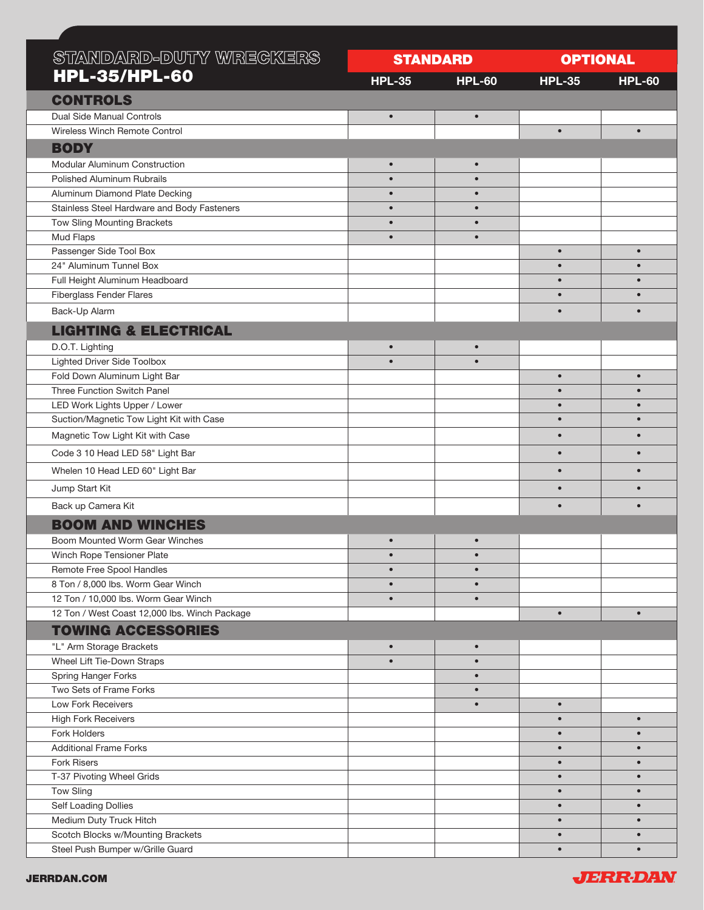# STANDARD-DUTY WRECKERS HPL-35/HPL-60

| | STANDARD | | OPTIONAL | |
|---|---|---|---|---|
| | HPL-35 | HPL-60 | HPL-35 | HPL-60 |
| **CONTROLS** | | | | |
| Dual Side Manual Controls | • | • | | |
| Wireless Winch Remote Control | | | • | • |
| **BODY** | | | | |
| Modular Aluminum Construction | • | • | | |
| Polished Aluminum Rubrails | • | • | | |
| Aluminum Diamond Plate Decking | • | • | | |
| Stainless Steel Hardware and Body Fasteners | • | • | | |
| Tow Sling Mounting Brackets | • | • | | |
| Mud Flaps | • | • | | |
| Passenger Side Tool Box | | | • | • |
| 24" Aluminum Tunnel Box | | | • | • |
| Full Height Aluminum Headboard | | | • | • |
| Fiberglass Fender Flares | | | • | • |
| Back-Up Alarm | | | • | • |
| **LIGHTING & ELECTRICAL** | | | | |
| D.O.T. Lighting | • | • | | |
| Lighted Driver Side Toolbox | • | • | | |
| Fold Down Aluminum Light Bar | | | • | • |
| Three Function Switch Panel | | | • | • |
| LED Work Lights Upper / Lower | | | • | • |
| Suction/Magnetic Tow Light Kit with Case | | | • | • |
| Magnetic Tow Light Kit with Case | | | • | • |
| Code 3 10 Head LED 58" Light Bar | | | • | • |
| Whelen 10 Head LED 60" Light Bar | | | • | • |
| Jump Start Kit | | | • | • |
| Back up Camera Kit | | | • | • |
| **BOOM AND WINCHES** | | | | |
| Boom Mounted Worm Gear Winches | • | • | | |
| Winch Rope Tensioner Plate | • | • | | |
| Remote Free Spool Handles | • | • | | |
| 8 Ton / 8,000 lbs. Worm Gear Winch | • | • | | |
| 12 Ton / 10,000 lbs. Worm Gear Winch | • | • | | |
| 12 Ton / West Coast 12,000 lbs. Winch Package | | | • | • |
| **TOWING ACCESSORIES** | | | | |
| "L" Arm Storage Brackets | • | • | | |
| Wheel Lift Tie-Down Straps | • | • | | |
| Spring Hanger Forks | | • | | |
| Two Sets of Frame Forks | | • | | |
| Low Fork Receivers | | • | • | |
| High Fork Receivers | | | • | • |
| Fork Holders | | | • | • |
| Additional Frame Forks | | | • | • |
| Fork Risers | | | • | • |
| T-37 Pivoting Wheel Grids | | | • | • |
| Tow Sling | | | • | • |
| Self Loading Dollies | | | • | • |
| Medium Duty Truck Hitch | | | • | • |
| Scotch Blocks w/Mounting Brackets | | | • | • |
| Steel Push Bumper w/Grille Guard | | | • | • |

JERRDAN.COM

JERR-DAN